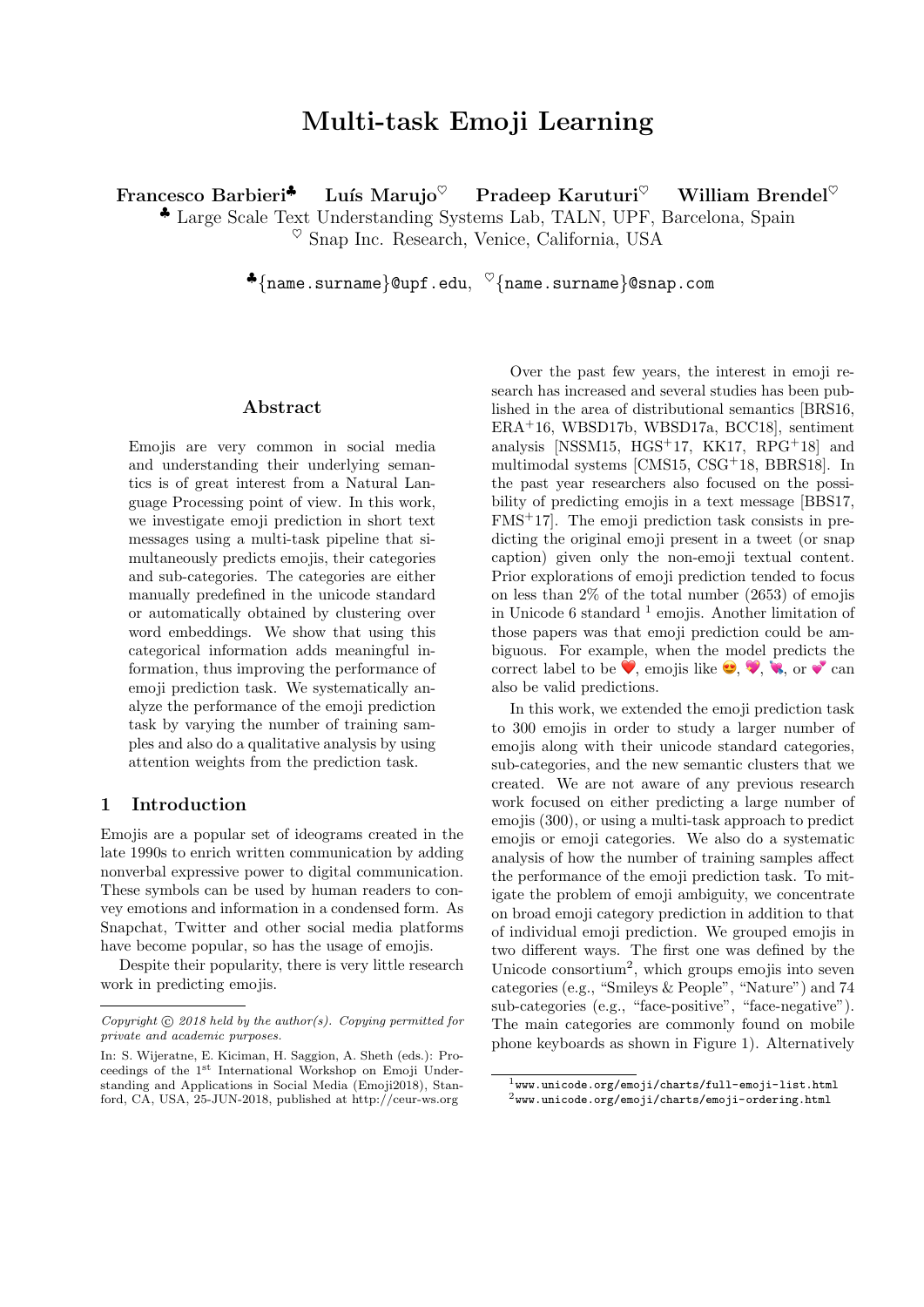# Multi-task Emoji Learning

**Francesco Barbieri**[♣] **Luís Marujo**[♡] **Pradeep Karuturi**[♡] **William Brendel**[♡]

[♣] Large Scale Text Understanding Systems Lab, TALN, UPF, Barcelona, Spain

[♡] Snap Inc. Research, Venice, California, USA

[♣]{name.surname}@upf.edu, [♡]{name.surname}@snap.com

## Abstract

Emojis are very common in social media and understanding their underlying semantics is of great interest from a Natural Language Processing point of view. In this work, we investigate emoji prediction in short text messages using a multi-task pipeline that simultaneously predicts emojis, their categories and sub-categories. The categories are either manually predefined in the unicode standard or automatically obtained by clustering over word embeddings. We show that using this categorical information adds meaningful information, thus improving the performance of emoji prediction task. We systematically analyze the performance of the emoji prediction task by varying the number of training samples and also do a qualitative analysis by using attention weights from the prediction task.

## 1 Introduction

Emojis are a popular set of ideograms created in the late 1990s to enrich written communication by adding nonverbal expressive power to digital communication. These symbols can be used by human readers to convey emotions and information in a condensed form. As Snapchat, Twitter and other social media platforms have become popular, so has the usage of emojis.

Despite their popularity, there is very little research work in predicting emojis.

Over the past few years, the interest in emoji research has increased and several studies has been published in the area of distributional semantics [BRS16, ERA+16, WBSD17b, WBSD17a, BCC18], sentiment analysis [NSSM15, HGS+17, KK17, RPG+18] and multimodal systems [CMS15, CSG+18, BBRS18]. In the past year researchers also focused on the possibility of predicting emojis in a text message [BBS17, FMS+17]. The emoji prediction task consists in predicting the original emoji present in a tweet (or snap caption) given only the non-emoji textual content. Prior explorations of emoji prediction tended to focus on less than 2% of the total number (2653) of emojis in Unicode 6 standard [1] emojis. Another limitation of those papers was that emoji prediction could be ambiguous. For example, when the model predicts the correct label to be ❤️, emojis like 😍, 💖, 💘, or 💕 can also be valid predictions.

In this work, we extended the emoji prediction task to 300 emojis in order to study a larger number of emojis along with their unicode standard categories, sub-categories, and the new semantic clusters that we created. We are not aware of any previous research work focused on either predicting a large number of emojis (300), or using a multi-task approach to predict emojis or emoji categories. We also do a systematic analysis of how the number of training samples affect the performance of the emoji prediction task. To mitigate the problem of emoji ambiguity, we concentrate on broad emoji category prediction in addition to that of individual emoji prediction. We grouped emojis in two different ways. The first one was defined by the Unicode consortium[2], which groups emojis into seven categories (e.g., "Smileys & People", "Nature") and 74 sub-categories (e.g., "face-positive", "face-negative"). The main categories are commonly found on mobile phone keyboards as shown in Figure 1). Alternatively

*Copyright © 2018 held by the author(s). Copying permitted for private and academic purposes.*

In: S. Wijeratne, E. Kiciman, H. Saggion, A. Sheth (eds.): Proceedings of the 1st International Workshop on Emoji Understanding and Applications in Social Media (Emoji2018), Stanford, CA, USA, 25-JUN-2018, published at http://ceur-ws.org

[1] www.unicode.org/emoji/charts/full-emoji-list.html

[2] www.unicode.org/emoji/charts/emoji-ordering.html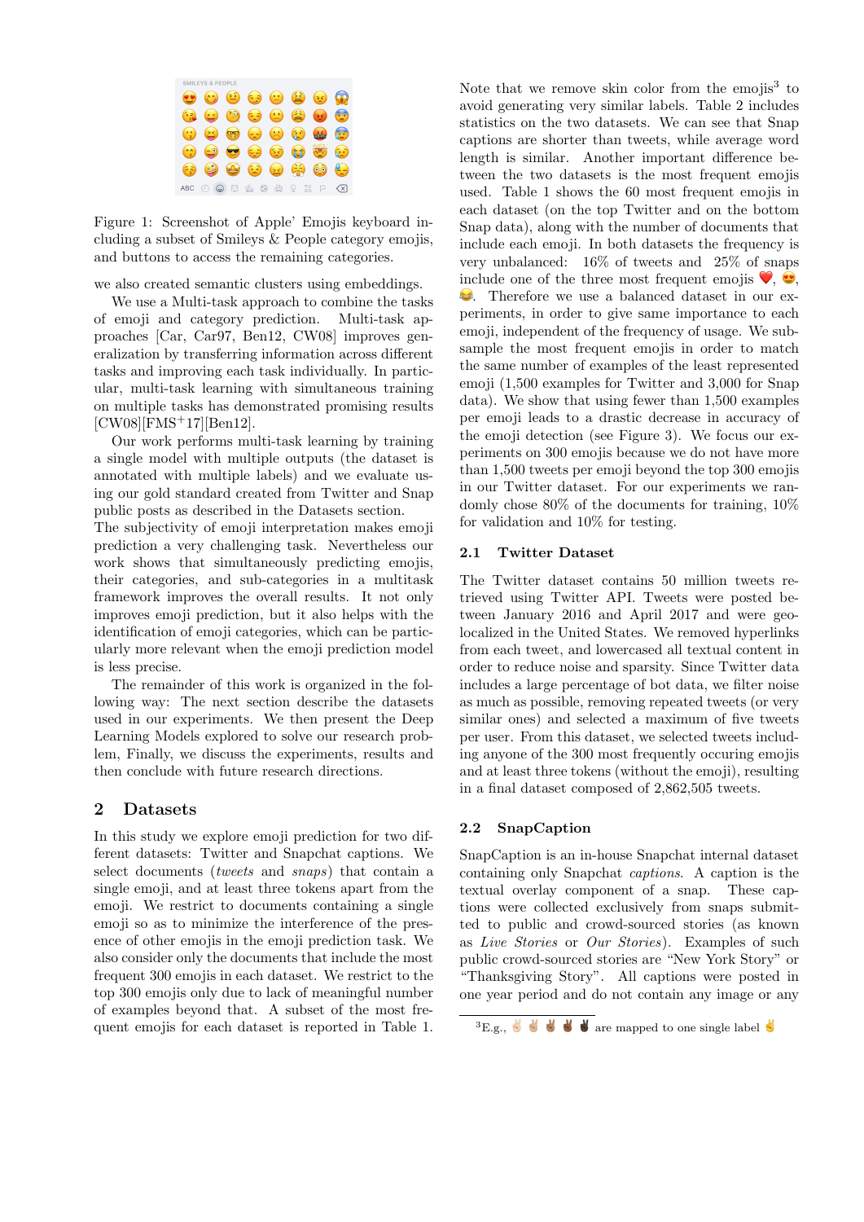Figure 1: Screenshot of Apple' Emojis keyboard including a subset of Smileys & People category emojis, and buttons to access the remaining categories.

we also created semantic clusters using embeddings.

We use a Multi-task approach to combine the tasks of emoji and category prediction. Multi-task approaches [Car, Car97, Ben12, CW08] improves generalization by transferring information across different tasks and improving each task individually. In particular, multi-task learning with simultaneous training on multiple tasks has demonstrated promising results [CW08][FMS+17][Ben12].

Our work performs multi-task learning by training a single model with multiple outputs (the dataset is annotated with multiple labels) and we evaluate using our gold standard created from Twitter and Snap public posts as described in the Datasets section.
The subjectivity of emoji interpretation makes emoji prediction a very challenging task. Nevertheless our work shows that simultaneously predicting emojis, their categories, and sub-categories in a multitask framework improves the overall results. It not only improves emoji prediction, but it also helps with the identification of emoji categories, which can be particularly more relevant when the emoji prediction model is less precise.

The remainder of this work is organized in the following way: The next section describe the datasets used in our experiments. We then present the Deep Learning Models explored to solve our research problem, Finally, we discuss the experiments, results and then conclude with future research directions.

## 2 Datasets

In this study we explore emoji prediction for two different datasets: Twitter and Snapchat captions. We select documents (*tweets* and *snaps*) that contain a single emoji, and at least three tokens apart from the emoji. We restrict to documents containing a single emoji so as to minimize the interference of the presence of other emojis in the emoji prediction task. We also consider only the documents that include the most frequent 300 emojis in each dataset. We restrict to the top 300 emojis only due to lack of meaningful number of examples beyond that. A subset of the most frequent emojis for each dataset is reported in Table 1.

Note that we remove skin color from the emojis[3] to avoid generating very similar labels. Table 2 includes statistics on the two datasets. We can see that Snap captions are shorter than tweets, while average word length is similar. Another important difference between the two datasets is the most frequent emojis used. Table 1 shows the 60 most frequent emojis in each dataset (on the top Twitter and on the bottom Snap data), along with the number of documents that include each emoji. In both datasets the frequency is very unbalanced: 16% of tweets and 25% of snaps include one of the three most frequent emojis ❤️, 😍, 😂. Therefore we use a balanced dataset in our experiments, in order to give same importance to each emoji, independent of the frequency of usage. We subsample the most frequent emojis in order to match the same number of examples of the least represented emoji (1,500 examples for Twitter and 3,000 for Snap data). We show that using fewer than 1,500 examples per emoji leads to a drastic decrease in accuracy of the emoji detection (see Figure 3). We focus our experiments on 300 emojis because we do not have more than 1,500 tweets per emoji beyond the top 300 emojis in our Twitter dataset. For our experiments we randomly choose 80% of the documents for training, 10% for validation and 10% for testing.

### 2.1 Twitter Dataset

The Twitter dataset contains 50 million tweets retrieved using Twitter API. Tweets were posted between January 2016 and April 2017 and were geo-localized in the United States. We removed hyperlinks from each tweet, and lowercased all textual content in order to reduce noise and sparsity. Since Twitter data includes a large percentage of bot data, we filter noise as much as possible, removing repeated tweets (or very similar ones) and selected a maximum of five tweets per user. From this dataset, we selected tweets including anyone of the 300 most frequently occuring emojis and at least three tokens (without the emoji), resulting in a final dataset composed of 2,862,505 tweets.

### 2.2 SnapCaption

SnapCaption is an in-house Snapchat internal dataset containing only Snapchat *captions*. A caption is the textual overlay component of a snap. These captions were collected exclusively from snaps submitted to public and crowd-sourced stories (as known as *Live Stories* or *Our Stories*). Examples of such public crowd-sourced stories are "New York Story" or "Thanksgiving Story". All captions were posted in one year period and do not contain any image or any

[3] E.g., ✌🏻 ✌🏼 ✌🏽 ✌🏾 ✌🏿 are mapped to one single label ✌️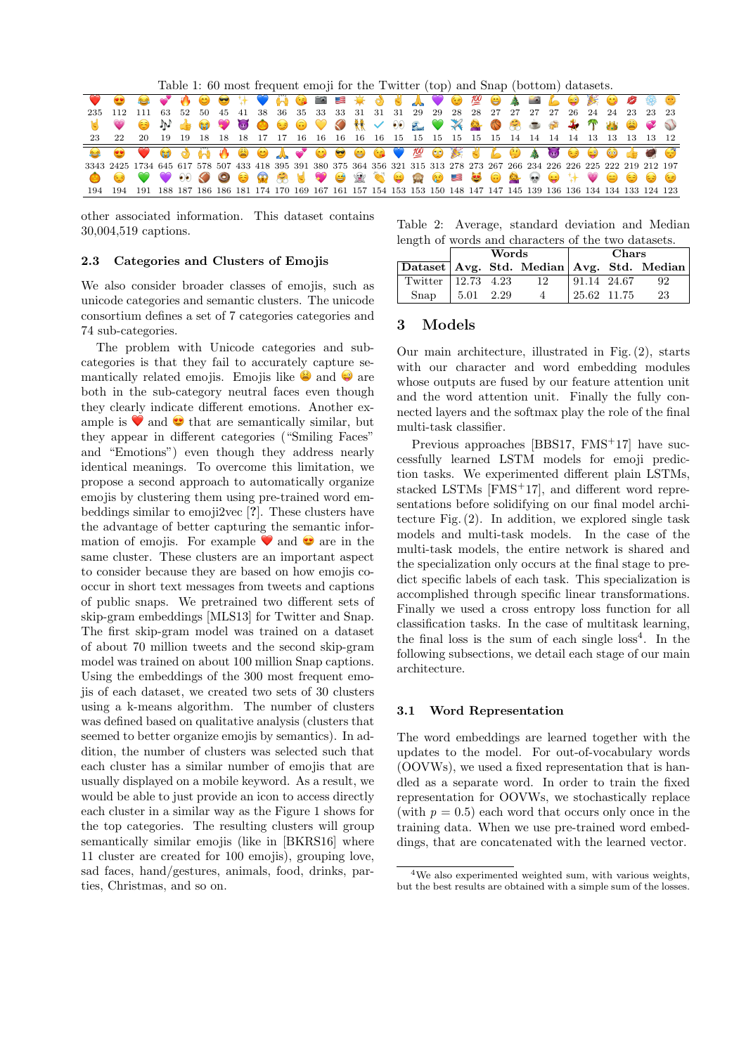Table 1: 60 most frequent emoji for the Twitter (top) and Snap (bottom) datasets.

| ❤️ | 😍 | 😂 | 💕 | 🔥 | 😊 | 😎 | ✨ | 💙 | 🙌 | 😘 | 📷 | 🇺🇸 | ☀️ | 👌 | ✌️ | 🙏 | 💜 | 😉 | 💯 | 😁 | 🎄 | 📸 | 💪 | 😜 | 🎉 | 🙂 | 💋 | ❄️ | 😃 |
|---|---|---|---|---|---|---|---|---|---|---|---|---|---|---|---|---|---|---|---|---|---|---|---|---|---|---|---|---|---|
| 235 | 112 | 111 | 63 | 52 | 50 | 45 | 41 | 38 | 36 | 35 | 33 | 33 | 31 | 31 | 31 | 29 | 29 | 28 | 28 | 27 | 27 | 27 | 27 | 26 | 24 | 24 | 23 | 23 | 23 |
| 🤘 | 💗 | ☺️ | 🎶 | 👍 | 😭 | 💖 | 😈 | 🎃 | 🙃 | 💛 | 🏈 | 👯 | ✔️ | 👀 | 🌊 | 💚 | ✈️ | 💁 | 🏀 | 🤗 | ☕ | 🍻 | 💃 | 🌴 | 👑 | 😩 | 💞 | ⚾ |  |
| 23 | 22 | 20 | 19 | 19 | 18 | 18 | 18 | 17 | 17 | 16 | 16 | 16 | 16 | 15 | 15 | 15 | 15 | 15 | 14 | 14 | 14 | 14 | 14 | 13 | 13 | 13 | 13 | 12 |  |
| 😂 | 😍 | ❤️ | 😭 | 👌 | 🙌 | 🔥 | 😩 | 😊 | 🙏 | 💕 | 🙂 | 😎 | 😁 | 😘 | 💙 | 💯 | 😳 | 🎉 | ✌️ | 💪 | 🤔 | 🎄 | 😈 | 😏 | 😜 | 😳 | 👍 | 🏈 | 😴 |
| 3343 | 2425 | 1734 | 645 | 617 | 578 | 507 | 433 | 418 | 395 | 391 | 380 | 375 | 364 | 356 | 321 | 315 | 313 | 278 | 273 | 267 | 266 | 234 | 226 | 226 | 225 | 222 | 219 | 212 | 197 |
| 🎃 | 😒 | 💚 | 💜 | 👀 | 🏈 | 🍩 | ☺️ | 😱 | 🤗 | 🤘 | 💖 | 😅 | 👻 | 👏 | 😛 | 🙈 | 😢 | 🇺🇸 | 😻 | 🙃 | 💁 | 💀 | 😛 | ✨ | 💗 | 😑 | 😌 | 😔 | 😏 |
| 194 | 194 | 191 | 188 | 187 | 186 | 186 | 181 | 174 | 170 | 169 | 167 | 161 | 157 | 154 | 153 | 153 | 150 | 148 | 147 | 147 | 145 | 139 | 136 | 136 | 134 | 134 | 133 | 124 | 123 |

other associated information. This dataset contains 30,004,519 captions.

### 2.3 Categories and Clusters of Emojis

We also consider broader classes of emojis, such as unicode categories and semantic clusters. The unicode consortium defines a set of 7 categories categories and 74 sub-categories.

The problem with Unicode categories and sub-categories is that they fail to accurately capture semantically related emojis. Emojis like 😩 and 😜 are both in the sub-category neutral faces even though they clearly indicate different emotions. Another example is ❤️ and 😍 that are semantically similar, but they appear in different categories ("Smiling Faces" and "Emotions") even though they address nearly identical meanings. To overcome this limitation, we propose a second approach to automatically organize emojis by clustering them using pre-trained word embeddings similar to emoji2vec [?]. These clusters have the advantage of better capturing the semantic information of emojis. For example ❤️ and 😍 are in the same cluster. These clusters are an important aspect to consider because they are based on how emojis co-occur in short text messages from tweets and captions of public snaps. We pretrained two different sets of skip-gram embeddings [MLS13] for Twitter and Snap. The first skip-gram model was trained on a dataset of about 70 million tweets and the second skip-gram model was trained on about 100 million Snap captions. Using the embeddings of the 300 most frequent emojis of each dataset, we created two sets of 30 clusters using a k-means algorithm. The number of clusters was defined based on qualitative analysis (clusters that seemed to better organize emojis by semantics). In addition, the number of clusters was selected such that each cluster has a similar number of emojis that are usually displayed on a mobile keyword. As a result, we would be able to just provide an icon to access directly each cluster in a similar way as the Figure 1 shows for the top categories. The resulting clusters will group semantically similar emojis (like in [BKRS16] where 11 cluster are created for 100 emojis), grouping love, sad faces, hand/gestures, animals, food, drinks, parties, Christmas, and so on.

Table 2: Average, standard deviation and Median length of words and characters of the two datasets.

| | Words | | | Chars | | |
|---|---|---|---|---|---|---|
| Dataset | Avg. | Std. | Median | Avg. | Std. | Median |
| Twitter | 12.73 | 4.23 | 12 | 91.14 | 24.67 | 92 |
| Snap | 5.01 | 2.29 | 4 | 25.62 | 11.75 | 23 |

## 3 Models

Our main architecture, illustrated in Fig. (2), starts with our character and word embedding modules whose outputs are fused by our feature attention unit and the word attention unit. Finally the fully connected layers and the softmax play the role of the final multi-task classifier.

Previous approaches [BBS17, FMS+17] have successfully learned LSTM models for emoji prediction tasks. We experimented different plain LSTMs, stacked LSTMs [FMS+17], and different word representations before solidifying on our final model architecture Fig. (2). In addition, we explored single task models and multi-task models. In the case of the multi-task models, the entire network is shared and the specialization only occurs at the final stage to predict specific labels of each task. This specialization is accomplished through specific linear transformations. Finally we used a cross entropy loss function for all classification tasks. In the case of multitask learning, the final loss is the sum of each single loss[4]. In the following subsections, we detail each stage of our main architecture.

### 3.1 Word Representation

The word embeddings are learned together with the updates to the model. For out-of-vocabulary words (OOVWs), we used a fixed representation that is handled as a separate word. In order to train the fixed representation for OOVWs, we stochastically replace (with $p = 0.5$) each word that occurs only once in the training data. When we use pre-trained word embeddings, that are concatenated with the learned vector.

[4] We also experimented weighted sum, with various weights, but the best results are obtained with a simple sum of the losses.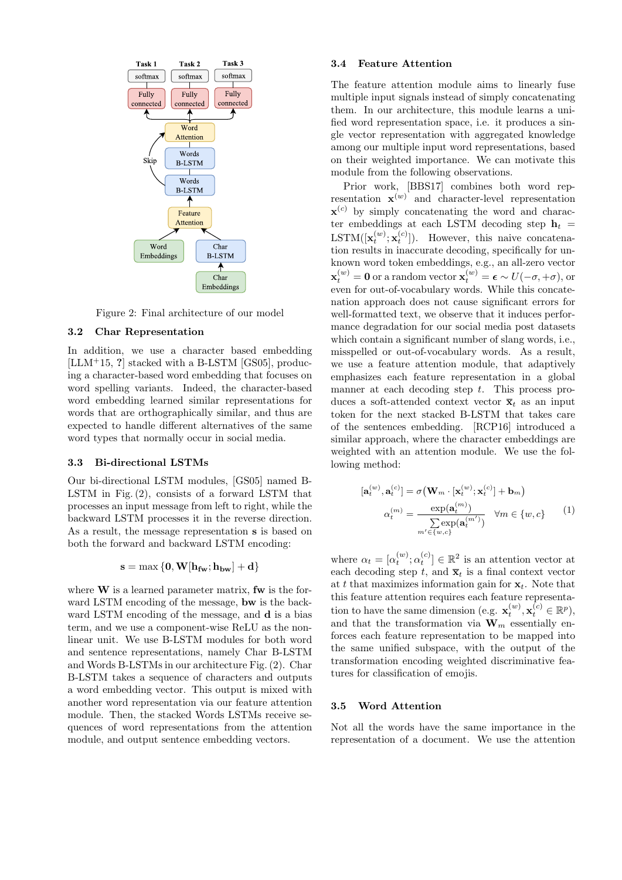Figure 2: Final architecture of our model

### 3.2 Char Representation

In addition, we use a character based embedding [LLM+15, ?] stacked with a B-LSTM [GS05], producing a character-based word embedding that focuses on word spelling variants. Indeed, the character-based word embedding learned similar representations for words that are orthographically similar, and thus are expected to handle different alternatives of the same word types that normally occur in social media.

### 3.3 Bi-directional LSTMs

Our bi-directional LSTM modules, [GS05] named B-LSTM in Fig. (2), consists of a forward LSTM that processes an input message from left to right, while the backward LSTM processes it in the reverse direction. As a result, the message representation $\mathbf{s}$ is based on both the forward and backward LSTM encoding:

$$\mathbf{s} = \max\{\mathbf{0}, \mathbf{W}[\mathbf{h_{fw}}; \mathbf{h_{bw}}] + \mathbf{d}\}$$

where $\mathbf{W}$ is a learned parameter matrix, $\mathbf{fw}$ is the forward LSTM encoding of the message, $\mathbf{bw}$ is the backward LSTM encoding of the message, and $\mathbf{d}$ is a bias term, and we use a component-wise ReLU as the non-linear unit. We use B-LSTM modules for both word and sentence representations, namely Char B-LSTM and Words B-LSTMs in our architecture Fig. (2). Char B-LSTM takes a sequence of characters and outputs a word embedding vector. This output is mixed with another word representation via our feature attention module. Then, the stacked Words LSTMs receive sequences of word representations from the attention module, and output sentence embedding vectors.

### 3.4 Feature Attention

The feature attention module aims to linearly fuse multiple input signals instead of simply concatenating them. In our architecture, this module learns a unified word representation space, i.e. it produces a single vector representation with aggregated knowledge among our multiple input word representations, based on their weighted importance. We can motivate this module from the following observations.

Prior work, [BBS17] combines both word representation $\mathbf{x}^{(w)}$ and character-level representation $\mathbf{x}^{(c)}$ by simply concatenating the word and character embeddings at each LSTM decoding step $\mathbf{h}_t = \text{LSTM}([\mathbf{x}_t^{(w)}; \mathbf{x}_t^{(c)}])$. However, this naive concatenation results in inaccurate decoding, specifically for unknown word token embeddings, e.g., an all-zero vector $\mathbf{x}_t^{(w)} = \mathbf{0}$ or a random vector $\mathbf{x}_t^{(w)} = \boldsymbol{\epsilon} \sim U(-\sigma, +\sigma)$, or even for out-of-vocabulary words. While this concatenation approach does not cause significant errors for well-formatted text, we observe that it induces performance degradation for our social media post datasets which contain a significant number of slang words, i.e., misspelled or out-of-vocabulary words. As a result, we use a feature attention module, that adaptively emphasizes each feature representation in a global manner at each decoding step $t$. This process produces a soft-attended context vector $\overline{\mathbf{x}}_t$ as an input token for the next stacked B-LSTM that takes care of the sentences embedding. [RCP16] introduced a similar approach, where the character embeddings are weighted with an attention module. We use the following method:

$$[\mathbf{a}_t^{(w)}, \mathbf{a}_t^{(c)}] = \sigma\big(\mathbf{W}_m \cdot [\mathbf{x}_t^{(w)}; \mathbf{x}_t^{(c)}] + \mathbf{b}_m\big)$$
$$\alpha_t^{(m)} = \frac{\exp(\mathbf{a}_t^{(m)})}{\sum_{m' \in \{w,c\}} \exp(\mathbf{a}_t^{(m')})} \quad \forall m \in \{w, c\} \qquad (1)$$

where $\alpha_t = [\alpha_t^{(w)}; \alpha_t^{(c)}] \in \mathbb{R}^2$ is an attention vector at each decoding step $t$, and $\overline{\mathbf{x}}_t$ is a final context vector at $t$ that maximizes information gain for $\mathbf{x}_t$. Note that this feature attention requires each feature representation to have the same dimension (e.g. $\mathbf{x}_t^{(w)}, \mathbf{x}_t^{(c)} \in \mathbb{R}^p$), and that the transformation via $\mathbf{W}_m$ essentially enforces each feature representation to be mapped into the same unified subspace, with the output of the transformation encoding weighted discriminative features for classification of emojis.

### 3.5 Word Attention

Not all the words have the same importance in the representation of a document. We use the attention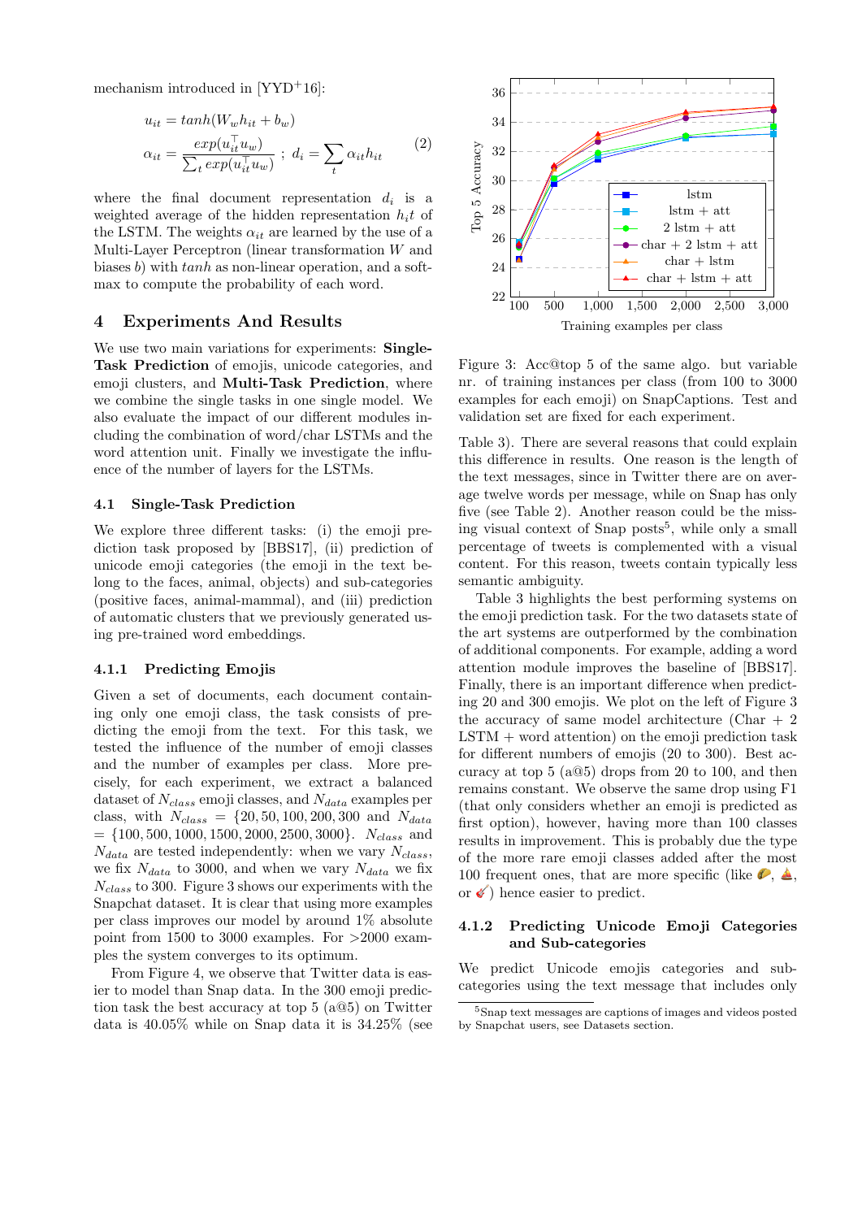mechanism introduced in [YYD+16]:

$$u_{it} = tanh(W_w h_{it} + b_w)$$
$$\alpha_{it} = \frac{exp(u_{it}^\top u_w)}{\sum_t exp(u_{it}^\top u_w)} \; ; \; d_i = \sum_t \alpha_{it} h_{it} \quad (2)$$

where the final document representation $d_i$ is a weighted average of the hidden representation $h_i t$ of the LSTM. The weights $\alpha_{it}$ are learned by the use of a Multi-Layer Perceptron (linear transformation $W$ and biases $b$) with $tanh$ as non-linear operation, and a softmax to compute the probability of each word.

## 4 Experiments And Results

We use two main variations for experiments: **Single-Task Prediction** of emojis, unicode categories, and emoji clusters, and **Multi-Task Prediction**, where we combine the single tasks in one single model. We also evaluate the impact of our different modules including the combination of word/char LSTMs and the word attention unit. Finally we investigate the influence of the number of layers for the LSTMs.

### 4.1 Single-Task Prediction

We explore three different tasks: (i) the emoji prediction task proposed by [BBS17], (ii) prediction of unicode emoji categories (the emoji in the text belong to the faces, animal, objects) and sub-categories (positive faces, animal-mammal), and (iii) prediction of automatic clusters that we previously generated using pre-trained word embeddings.

#### 4.1.1 Predicting Emojis

Given a set of documents, each document containing only one emoji class, the task consists of predicting the emoji from the text. For this task, we tested the influence of the number of emoji classes and the number of examples per class. More precisely, for each experiment, we extract a balanced dataset of $N_{class}$ emoji classes, and $N_{data}$ examples per class, with $N_{class}$ = $\{20, 50, 100, 200, 300$ and $N_{data}$ = $\{100, 500, 1000, 1500, 2000, 2500, 3000\}$. $N_{class}$ and $N_{data}$ are tested independently: when we vary $N_{class}$, we fix $N_{data}$ to 3000, and when we vary $N_{data}$ we fix $N_{class}$ to 300. Figure 3 shows our experiments with the Snapchat dataset. It is clear that using more examples per class improves our model by around 1% absolute point from 1500 to 3000 examples. For >2000 examples the system converges to its optimum.

From Figure 4, we observe that Twitter data is easier to model than Snap data. In the 300 emoji prediction task the best accuracy at top 5 (a@5) on Twitter data is 40.05% while on Snap data it is 34.25% (see Table 3). There are several reasons that could explain this difference in results. One reason is the length of the text messages, since in Twitter there are on average twelve words per message, while on Snap has only five (see Table 2). Another reason could be the missing visual context of Snap posts[5], while only a small percentage of tweets is complemented with a visual content. For this reason, tweets contain typically less semantic ambiguity.

Figure 3: Acc@top 5 of the same algo. but variable nr. of training instances per class (from 100 to 3000 examples for each emoji) on SnapCaptions. Test and validation set are fixed for each experiment.

Table 3 highlights the best performing systems on the emoji prediction task. For the two datasets state of the art systems are outperformed by the combination of additional components. For example, adding a word attention module improves the baseline of [BBS17]. Finally, there is an important difference when predicting 20 and 300 emojis. We plot on the left of Figure 3 the accuracy of same model architecture (Char + 2 LSTM + word attention) on the emoji prediction task for different numbers of emojis (20 to 300). Best accuracy at top 5 (a@5) drops from 20 to 100, and then remains constant. We observe the same drop using F1 (that only considers whether an emoji is predicted as first option), however, having more than 100 classes results in improvement. This is probably due the type of the more rare emoji classes added after the most 100 frequent ones, that are more specific (like 🌮, 🎪, or 🎸) hence easier to predict.

#### 4.1.2 Predicting Unicode Emoji Categories and Sub-categories

We predict Unicode emojis categories and subcategories using the text message that includes only

[5] Snap text messages are captions of images and videos posted by Snapchat users, see Datasets section.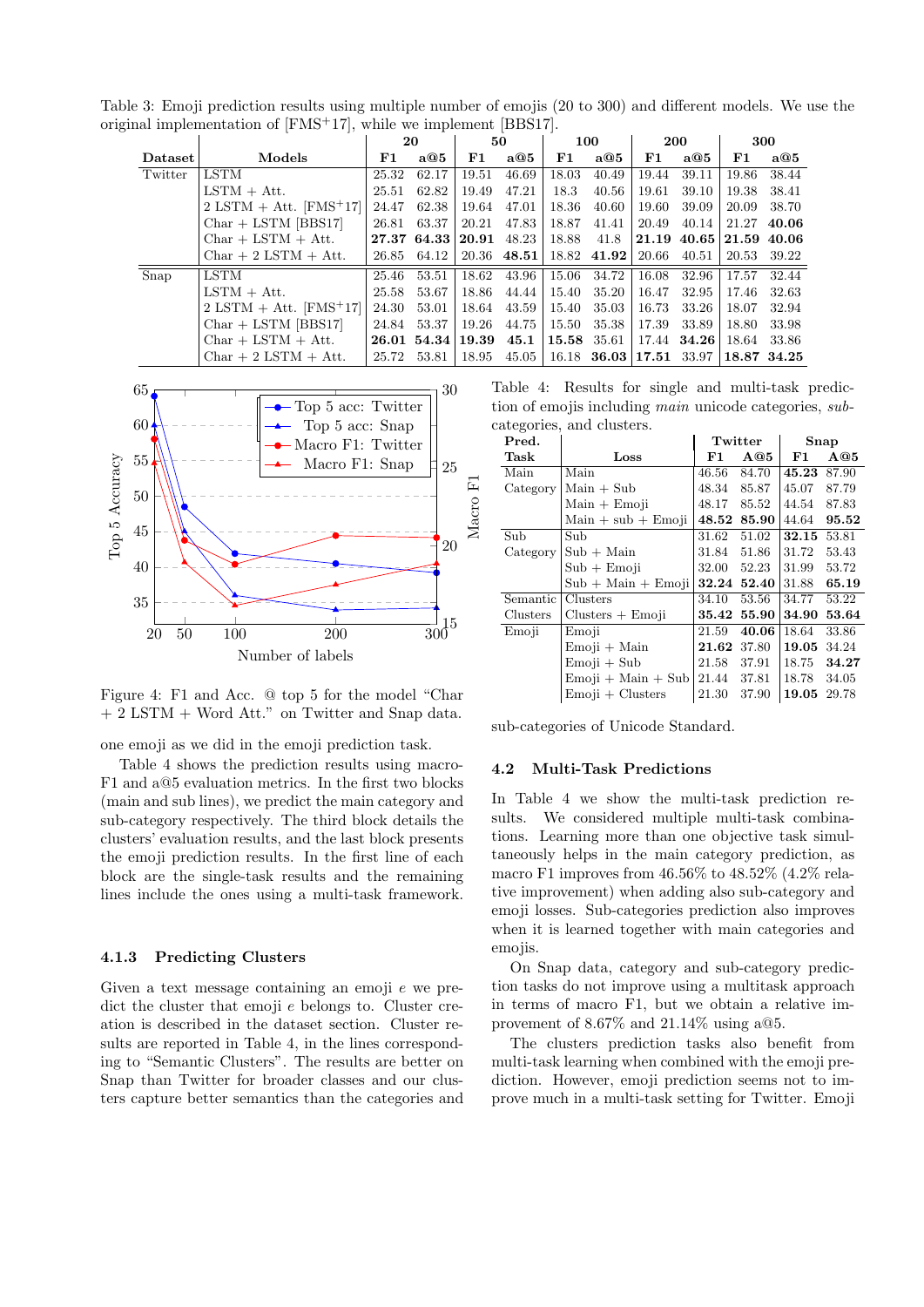Table 3: Emoji prediction results using multiple number of emojis (20 to 300) and different models. We use the original implementation of [FMS+17], while we implement [BBS17].

| Dataset | Models | 20 F1 | 20 a@5 | 50 F1 | 50 a@5 | 100 F1 | 100 a@5 | 200 F1 | 200 a@5 | 300 F1 | 300 a@5 |
|---|---|---|---|---|---|---|---|---|---|---|---|
| Twitter | LSTM | 25.32 | 62.17 | 19.51 | 46.69 | 18.03 | 40.49 | 19.44 | 39.11 | 19.86 | 38.44 |
| | LSTM + Att. | 25.51 | 62.82 | 19.49 | 47.21 | 18.3 | 40.56 | 19.61 | 39.10 | 19.38 | 38.41 |
| | 2 LSTM + Att. [FMS+17] | 24.47 | 62.38 | 19.64 | 47.01 | 18.36 | 40.60 | 19.60 | 39.09 | 20.09 | 38.70 |
| | Char + LSTM [BBS17] | 26.81 | 63.37 | 20.21 | 47.83 | 18.87 | 41.41 | 20.49 | 40.14 | 21.27 | **40.06** |
| | Char + LSTM + Att. | **27.37** | **64.33** | **20.91** | 48.23 | 18.88 | 41.8 | **21.19** | **40.65** | **21.59** | **40.06** |
| | Char + 2 LSTM + Att. | 26.85 | 64.12 | 20.36 | **48.51** | 18.82 | **41.92** | 20.66 | 40.51 | 20.53 | 39.22 |
| Snap | LSTM | 25.46 | 53.51 | 18.62 | 43.96 | 15.06 | 34.72 | 16.08 | 32.96 | 17.57 | 32.44 |
| | LSTM + Att. | 25.58 | 53.67 | 18.86 | 44.44 | 15.40 | 35.20 | 16.47 | 32.95 | 17.46 | 32.63 |
| | 2 LSTM + Att. [FMS+17] | 24.30 | 53.01 | 18.64 | 43.59 | 15.40 | 35.03 | 16.73 | 33.26 | 18.07 | 32.94 |
| | Char + LSTM [BBS17] | 24.84 | 53.37 | 19.26 | 44.75 | 15.50 | 35.38 | 17.39 | 33.89 | 18.80 | 33.98 |
| | Char + LSTM + Att. | **26.01** | **54.34** | **19.39** | **45.1** | **15.58** | 35.61 | 17.44 | **34.26** | 18.64 | 33.86 |
| | Char + 2 LSTM + Att. | 25.72 | 53.81 | 18.95 | 45.05 | 16.18 | **36.03** | **17.51** | 33.97 | **18.87** | **34.25** |

Figure 4: F1 and Acc. @ top 5 for the model "Char + 2 LSTM + Word Att." on Twitter and Snap data.

one emoji as we did in the emoji prediction task.

Table 4 shows the prediction results using macro-F1 and a@5 evaluation metrics. In the first two blocks (main and sub lines), we predict the main category and sub-category respectively. The third block details the clusters' evaluation results, and the last block presents the emoji prediction results. In the first line of each block are the single-task results and the remaining lines include the ones using a multi-task framework.

#### 4.1.3 Predicting Clusters

Given a text message containing an emoji $e$ we predict the cluster that emoji $e$ belongs to. Cluster creation is described in the dataset section. Cluster results are reported in Table 4, in the lines corresponding to "Semantic Clusters". The results are better on Snap than Twitter for broader classes and our clusters capture better semantics than the categories and sub-categories of Unicode Standard.

Table 4: Results for single and multi-task prediction of emojis including *main* unicode categories, *sub*-categories, and clusters.

| Pred. Task | Loss | Twitter F1 | Twitter A@5 | Snap F1 | Snap A@5 |
|---|---|---|---|---|---|
| Main Category | Main | 46.56 | 84.70 | **45.23** | 87.90 |
| | Main + Sub | 48.34 | 85.87 | 45.07 | 87.79 |
| | Main + Emoji | 48.17 | 85.52 | 44.54 | 87.83 |
| | Main + sub + Emoji | **48.52** | **85.90** | 44.64 | **95.52** |
| Sub Category | Sub | 31.62 | 51.02 | **32.15** | 53.81 |
| | Sub + Main | 31.84 | 51.86 | 31.72 | 53.43 |
| | Sub + Emoji | 32.00 | 52.23 | 31.99 | 53.72 |
| | Sub + Main + Emoji | **32.24** | **52.40** | 31.88 | **65.19** |
| Semantic Clusters | Clusters | 34.10 | 53.56 | 34.77 | 53.22 |
| | Clusters + Emoji | **35.42** | **55.90** | **34.90** | **53.64** |
| Emoji | Emoji | 21.59 | **40.06** | 18.64 | 33.86 |
| | Emoji + Main | **21.62** | 37.80 | **19.05** | 34.24 |
| | Emoji + Sub | 21.58 | 37.91 | 18.75 | **34.27** |
| | Emoji + Main + Sub | 21.44 | 37.81 | 18.78 | 34.05 |
| | Emoji + Clusters | 21.30 | 37.90 | **19.05** | 29.78 |

### 4.2 Multi-Task Predictions

In Table 4 we show the multi-task prediction results. We considered multiple multi-task combinations. Learning more than one objective task simultaneously helps in the main category prediction, as macro F1 improves from 46.56% to 48.52% (4.2% relative improvement) when adding also sub-category and emoji losses. Sub-categories prediction also improves when it is learned together with main categories and emojis.

On Snap data, category and sub-category prediction tasks do not improve using a multitask approach in terms of macro F1, but we obtain a relative improvement of 8.67% and 21.14% using a@5.

The clusters prediction tasks also benefit from multi-task learning when combined with the emoji prediction. However, emoji prediction seems not to improve much in a multi-task setting for Twitter. Emoji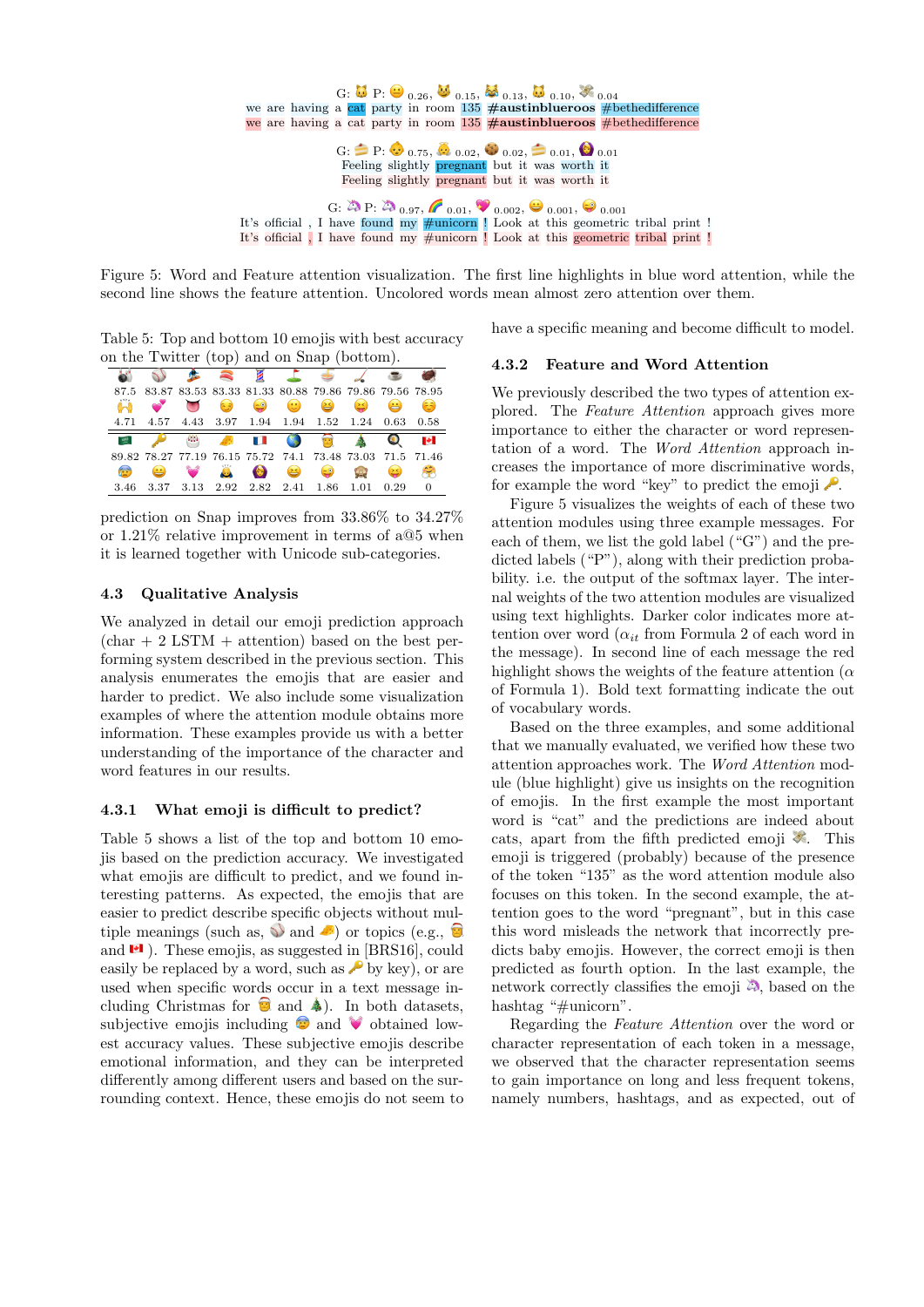G: 🐱 P: 😀 0.26, 🐱 0.15, 😹 0.13, 🐱 0.10, 💸 0.04
we are having a cat party in room 135 **#austinblueroos** #bethedifference
we are having a cat party in room 135 **#austinblueroos** #bethedifference

G: 🍰 P: 👶 0.75, 👶 0.02, 🍪 0.02, 🍰 0.01, 🤰 0.01
Feeling slightly pregnant but it was worth it
Feeling slightly pregnant but it was worth it

G: 🦄 P: 🦄 0.97, 🌈 0.01, 💖 0.002, 😀 0.001, 😜 0.001
It's official , I have found my #unicorn ! Look at this geometric tribal print !
It's official , I have found my #unicorn ! Look at this geometric tribal print !

Figure 5: Word and Feature attention visualization. The first line highlights in blue word attention, while the second line shows the feature attention. Uncolored words mean almost zero attention over them.

Table 5: Top and bottom 10 emojis with best accuracy on the Twitter (top) and on Snap (bottom).

| 🎳 | ⚾ | 🧙 | 🍣 | 💈 | ⛳ | 🍝 | 🏒 | ☕ | 🏈 |
|---|---|---|---|---|---|---|---|---|---|
| 87.5 | 83.87 | 83.53 | 83.33 | 81.33 | 80.88 | 79.86 | 79.86 | 79.56 | 78.95 |
| 🙌 | 💞 | 👅 | 😏 | 😜 | 🙂 | 😆 | 😝 | 😁 | ☺️ |
| 4.71 | 4.57 | 4.43 | 3.97 | 1.94 | 1.94 | 1.52 | 1.24 | 0.63 | 0.58 |
| 🇸🇦 | 🔑 | 🎂 | 🧀 | 🇫🇷 | 🌎 | 🎅 | 🎄 | 🔍 | 🇨🇦 |
| 89.82 | 78.27 | 77.19 | 76.15 | 75.72 | 74.1 | 73.48 | 73.03 | 71.5 | 71.46 |
| 😨 | 😑 | 💓 | 👸 | 🤰 | 😆 | 😄 | 🙈 | 🤗 | |
| 3.46 | 3.37 | 3.13 | 2.92 | 2.82 | 2.41 | 1.86 | 1.01 | 0.29 | 0 |

prediction on Snap improves from 33.86% to 34.27% or 1.21% relative improvement in terms of a@5 when it is learned together with Unicode sub-categories.

## 4.3 Qualitative Analysis

We analyzed in detail our emoji prediction approach (char + 2 LSTM + attention) based on the best performing system described in the previous section. This analysis enumerates the emojis that are easier and harder to predict. We also include some visualization examples of where the attention module obtains more information. These examples provide us with a better understanding of the importance of the character and word features in our results.

### 4.3.1 What emoji is difficult to predict?

Table 5 shows a list of the top and bottom 10 emojis based on the prediction accuracy. We investigated what emojis are difficult to predict, and we found interesting patterns. As expected, the emojis that are easier to predict describe specific objects without multiple meanings (such as, ⚾ and 🧀) or topics (e.g., 🎅 and 🇨🇦). These emojis, as suggested in [BRS16], could easily be replaced by a word, such as 🔑 by key), or are used when specific words occur in a text message including Christmas for 🎅 and 🎄). In both datasets, subjective emojis including 😨 and 💓 obtained lowest accuracy values. These subjective emojis describe emotional information, and they can be interpreted differently among different users and based on the surrounding context. Hence, these emojis do not seem to have a specific meaning and become difficult to model.

### 4.3.2 Feature and Word Attention

We previously described the two types of attention explored. The *Feature Attention* approach gives more importance to either the character or word representation of a word. The *Word Attention* approach increases the importance of more discriminative words, for example the word "key" to predict the emoji 🔑.

Figure 5 visualizes the weights of each of these two attention modules using three example messages. For each of them, we list the gold label ("G") and the predicted labels ("P"), along with their prediction probability. i.e. the output of the softmax layer. The internal weights of the two attention modules are visualized using text highlights. Darker color indicates more attention over word ($\alpha_{it}$ from Formula 2 of each word in the message). In second line of each message the red highlight shows the weights of the feature attention ($\alpha$ of Formula 1). Bold text formatting indicate the out of vocabulary words.

Based on the three examples, and some additional that we manually evaluated, we verified how these two attention approaches work. The *Word Attention* module (blue highlight) give us insights on the recognition of emojis. In the first example the most important word is "cat" and the predictions are indeed about cats, apart from the fifth predicted emoji 💸. This emoji is triggered (probably) because of the presence of the token "135" as the word attention module also focuses on this token. In the second example, the attention goes to the word "pregnant", but in this case this word misleads the network that incorrectly predicts baby emojis. However, the correct emoji is then predicted as fourth option. In the last example, the network correctly classifies the emoji 🦄, based on the hashtag "#unicorn".

Regarding the *Feature Attention* over the word or character representation of each token in a message, we observed that the character representation seems to gain importance on long and less frequent tokens, namely numbers, hashtags, and as expected, out of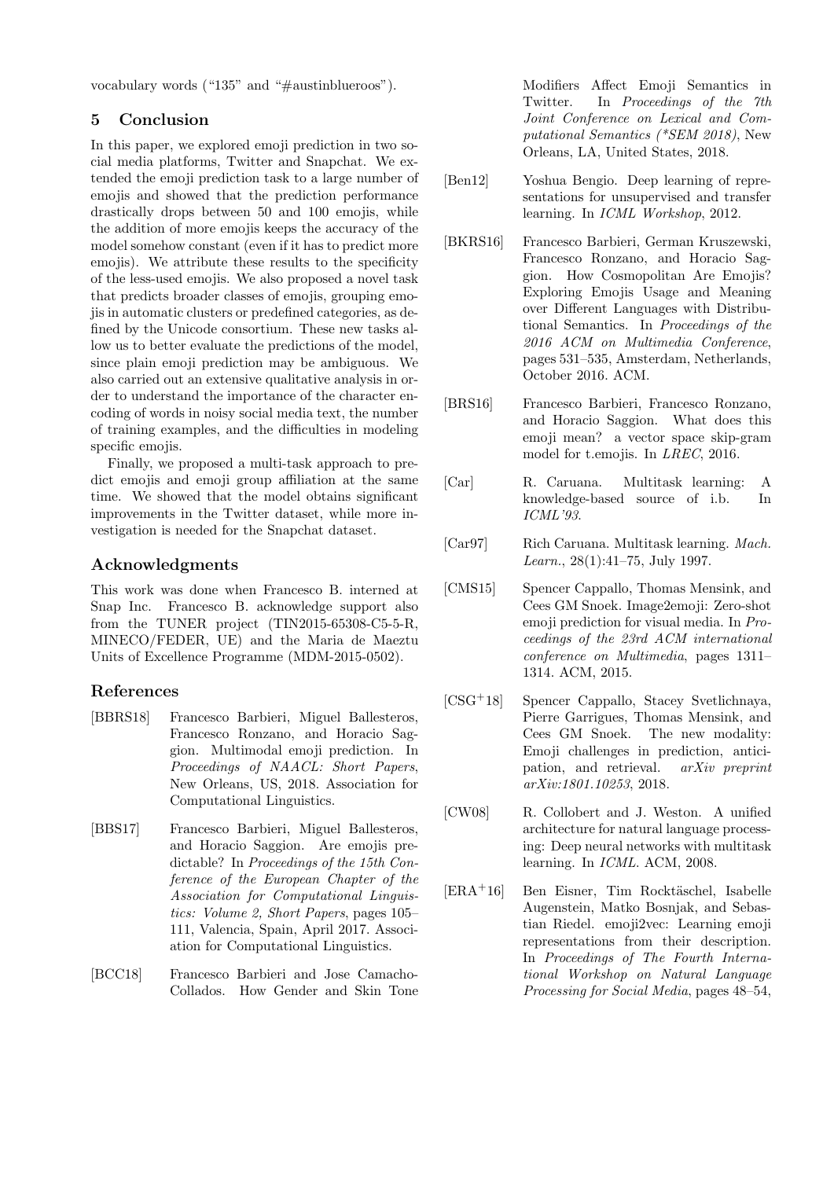vocabulary words ("135" and "#austinblueroos").

## 5 Conclusion

In this paper, we explored emoji prediction in two social media platforms, Twitter and Snapchat. We extended the emoji prediction task to a large number of emojis and showed that the prediction performance drastically drops between 50 and 100 emojis, while the addition of more emojis keeps the accuracy of the model somehow constant (even if it has to predict more emojis). We attribute these results to the specificity of the less-used emojis. We also proposed a novel task that predicts broader classes of emojis, grouping emojis in automatic clusters or predefined categories, as defined by the Unicode consortium. These new tasks allow us to better evaluate the predictions of the model, since plain emoji prediction may be ambiguous. We also carried out an extensive qualitative analysis in order to understand the importance of the character encoding of words in noisy social media text, the number of training examples, and the difficulties in modeling specific emojis.

Finally, we proposed a multi-task approach to predict emojis and emoji group affiliation at the same time. We showed that the model obtains significant improvements in the Twitter dataset, while more investigation is needed for the Snapchat dataset.

## Acknowledgments

This work was done when Francesco B. interned at Snap Inc. Francesco B. acknowledge support also from the TUNER project (TIN2015-65308-C5-5-R, MINECO/FEDER, UE) and the Maria de Maeztu Units of Excellence Programme (MDM-2015-0502).

## References

[BBRS18] Francesco Barbieri, Miguel Ballesteros, Francesco Ronzano, and Horacio Saggion. Multimodal emoji prediction. In *Proceedings of NAACL: Short Papers*, New Orleans, US, 2018. Association for Computational Linguistics.

[BBS17] Francesco Barbieri, Miguel Ballesteros, and Horacio Saggion. Are emojis predictable? In *Proceedings of the 15th Conference of the European Chapter of the Association for Computational Linguistics: Volume 2, Short Papers*, pages 105–111, Valencia, Spain, April 2017. Association for Computational Linguistics.

[BCC18] Francesco Barbieri and Jose Camacho-Collados. How Gender and Skin Tone Modifiers Affect Emoji Semantics in Twitter. In *Proceedings of the 7th Joint Conference on Lexical and Computational Semantics (*SEM 2018)*, New Orleans, LA, United States, 2018.

[Ben12] Yoshua Bengio. Deep learning of representations for unsupervised and transfer learning. In *ICML Workshop*, 2012.

[BKRS16] Francesco Barbieri, German Kruszewski, Francesco Ronzano, and Horacio Saggion. How Cosmopolitan Are Emojis? Exploring Emojis Usage and Meaning over Different Languages with Distributional Semantics. In *Proceedings of the 2016 ACM on Multimedia Conference*, pages 531–535, Amsterdam, Netherlands, October 2016. ACM.

[BRS16] Francesco Barbieri, Francesco Ronzano, and Horacio Saggion. What does this emoji mean? a vector space skip-gram model for t.emojis. In *LREC*, 2016.

[Car] R. Caruana. Multitask learning: A knowledge-based source of i.b. In *ICML'93*.

[Car97] Rich Caruana. Multitask learning. *Mach. Learn.*, 28(1):41–75, July 1997.

[CMS15] Spencer Cappallo, Thomas Mensink, and Cees GM Snoek. Image2emoji: Zero-shot emoji prediction for visual media. In *Proceedings of the 23rd ACM international conference on Multimedia*, pages 1311–1314. ACM, 2015.

[CSG+18] Spencer Cappallo, Stacey Svetlichnaya, Pierre Garrigues, Thomas Mensink, and Cees GM Snoek. The new modality: Emoji challenges in prediction, anticipation, and retrieval. *arXiv preprint arXiv:1801.10253*, 2018.

[CW08] R. Collobert and J. Weston. A unified architecture for natural language processing: Deep neural networks with multitask learning. In *ICML*. ACM, 2008.

[ERA+16] Ben Eisner, Tim Rocktäschel, Isabelle Augenstein, Matko Bosnjak, and Sebastian Riedel. emoji2vec: Learning emoji representations from their description. In *Proceedings of The Fourth International Workshop on Natural Language Processing for Social Media*, pages 48–54,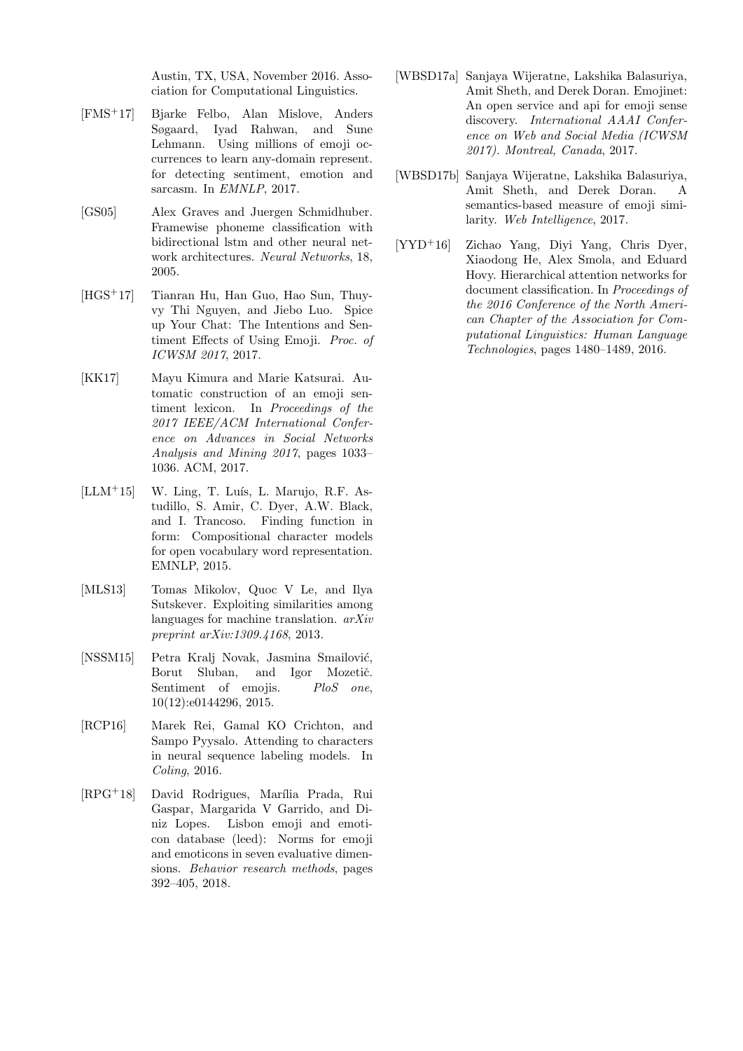Austin, TX, USA, November 2016. Association for Computational Linguistics.

[FMS+17] Bjarke Felbo, Alan Mislove, Anders Søgaard, Iyad Rahwan, and Sune Lehmann. Using millions of emoji occurrences to learn any-domain represent. for detecting sentiment, emotion and sarcasm. In *EMNLP*, 2017.

[GS05] Alex Graves and Juergen Schmidhuber. Framewise phoneme classification with bidirectional lstm and other neural network architectures. *Neural Networks*, 18, 2005.

[HGS+17] Tianran Hu, Han Guo, Hao Sun, Thuy-vy Thi Nguyen, and Jiebo Luo. Spice up Your Chat: The Intentions and Sentiment Effects of Using Emoji. *Proc. of ICWSM 2017*, 2017.

[KK17] Mayu Kimura and Marie Katsurai. Automatic construction of an emoji sentiment lexicon. In *Proceedings of the 2017 IEEE/ACM International Conference on Advances in Social Networks Analysis and Mining 2017*, pages 1033–1036. ACM, 2017.

[LLM+15] W. Ling, T. Luís, L. Marujo, R.F. Astudillo, S. Amir, C. Dyer, A.W. Black, and I. Trancoso. Finding function in form: Compositional character models for open vocabulary word representation. EMNLP, 2015.

[MLS13] Tomas Mikolov, Quoc V Le, and Ilya Sutskever. Exploiting similarities among languages for machine translation. *arXiv preprint arXiv:1309.4168*, 2013.

[NSSM15] Petra Kralj Novak, Jasmina Smailović, Borut Sluban, and Igor Mozetič. Sentiment of emojis. *PloS one*, 10(12):e0144296, 2015.

[RCP16] Marek Rei, Gamal KO Crichton, and Sampo Pyysalo. Attending to characters in neural sequence labeling models. In *Coling*, 2016.

[RPG+18] David Rodrigues, Marília Prada, Rui Gaspar, Margarida V Garrido, and Diniz Lopes. Lisbon emoji and emoticon database (leed): Norms for emoji and emoticons in seven evaluative dimensions. *Behavior research methods*, pages 392–405, 2018.

[WBSD17a] Sanjaya Wijeratne, Lakshika Balasuriya, Amit Sheth, and Derek Doran. Emojinet: An open service and api for emoji sense discovery. *International AAAI Conference on Web and Social Media (ICWSM 2017). Montreal, Canada*, 2017.

[WBSD17b] Sanjaya Wijeratne, Lakshika Balasuriya, Amit Sheth, and Derek Doran. A semantics-based measure of emoji similarity. *Web Intelligence*, 2017.

[YYD+16] Zichao Yang, Diyi Yang, Chris Dyer, Xiaodong He, Alex Smola, and Eduard Hovy. Hierarchical attention networks for document classification. In *Proceedings of the 2016 Conference of the North American Chapter of the Association for Computational Linguistics: Human Language Technologies*, pages 1480–1489, 2016.